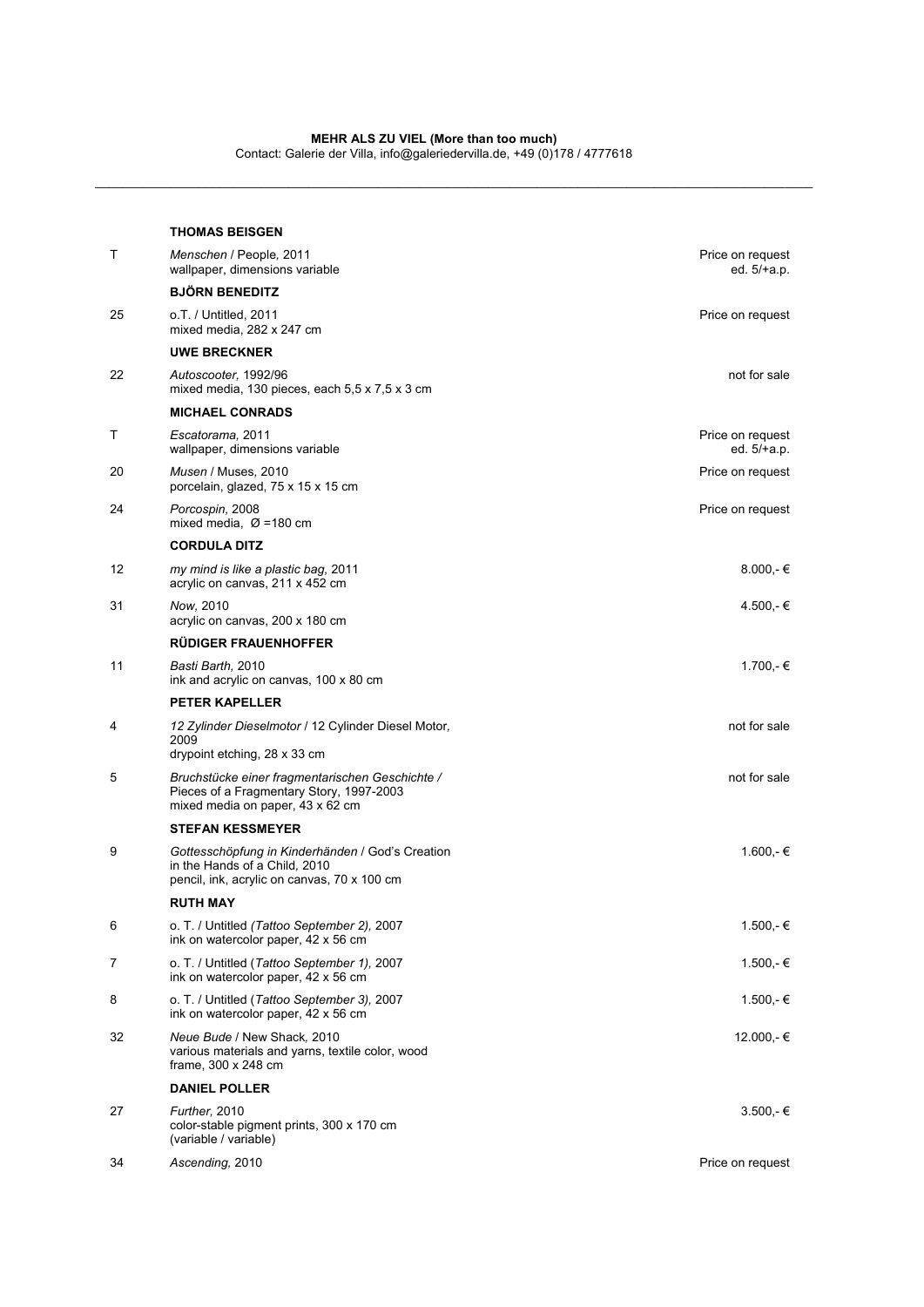**MEHR ALS ZU VIEL (More than too much)**
Contact: Galerie der Villa, info@galeriedervilla.de, +49 (0)178 / 4777618

---

| | | |
|---|---|---|
| | **THOMAS BEISGEN** | |
| T | *Menschen* / People, 2011<br>wallpaper, dimensions variable | Price on request<br>ed. 5/+a.p. |
| | **BJÖRN BENEDITZ** | |
| 25 | o.T. / Untitled, 2011<br>mixed media, 282 x 247 cm | Price on request |
| | **UWE BRECKNER** | |
| 22 | *Autoscooter,* 1992/96<br>mixed media, 130 pieces, each 5,5 x 7,5 x 3 cm | not for sale |
| | **MICHAEL CONRADS** | |
| T | *Escatorama,* 2011<br>wallpaper, dimensions variable | Price on request<br>ed. 5/+a.p. |
| 20 | *Musen* / Muses, 2010<br>porcelain, glazed, 75 x 15 x 15 cm | Price on request |
| 24 | *Porcospin,* 2008<br>mixed media, Ø =180 cm | Price on request |
| | **CORDULA DITZ** | |
| 12 | *my mind is like a plastic bag,* 2011<br>acrylic on canvas, 211 x 452 cm | 8.000,- € |
| 31 | *Now,* 2010<br>acrylic on canvas, 200 x 180 cm | 4.500,- € |
| | **RÜDIGER FRAUENHOFFER** | |
| 11 | *Basti Barth,* 2010<br>ink and acrylic on canvas, 100 x 80 cm | 1.700,- € |
| | **PETER KAPELLER** | |
| 4 | *12 Zylinder Dieselmotor* / 12 Cylinder Diesel Motor, 2009<br>drypoint etching, 28 x 33 cm | not for sale |
| 5 | *Bruchstücke einer fragmentarischen Geschichte /* Pieces of a Fragmentary Story, 1997-2003<br>mixed media on paper, 43 x 62 cm | not for sale |
| | **STEFAN KESSMEYER** | |
| 9 | *Gottesschöpfung in Kinderhänden* / God's Creation in the Hands of a Child, 2010<br>pencil, ink, acrylic on canvas, 70 x 100 cm | 1.600,- € |
| | **RUTH MAY** | |
| 6 | o. T. / Untitled *(Tattoo September 2),* 2007<br>ink on watercolor paper, 42 x 56 cm | 1.500,- € |
| 7 | o. T. / Untitled (*Tattoo September 1),* 2007<br>ink on watercolor paper, 42 x 56 cm | 1.500,- € |
| 8 | o. T. / Untitled (*Tattoo September 3),* 2007<br>ink on watercolor paper, 42 x 56 cm | 1.500,- € |
| 32 | *Neue Bude* / New Shack, 2010<br>various materials and yarns, textile color, wood frame, 300 x 248 cm | 12.000,- € |
| | **DANIEL POLLER** | |
| 27 | *Further,* 2010<br>color-stable pigment prints, 300 x 170 cm (variable / variable) | 3.500,- € |
| 34 | *Ascending,* 2010 | Price on request |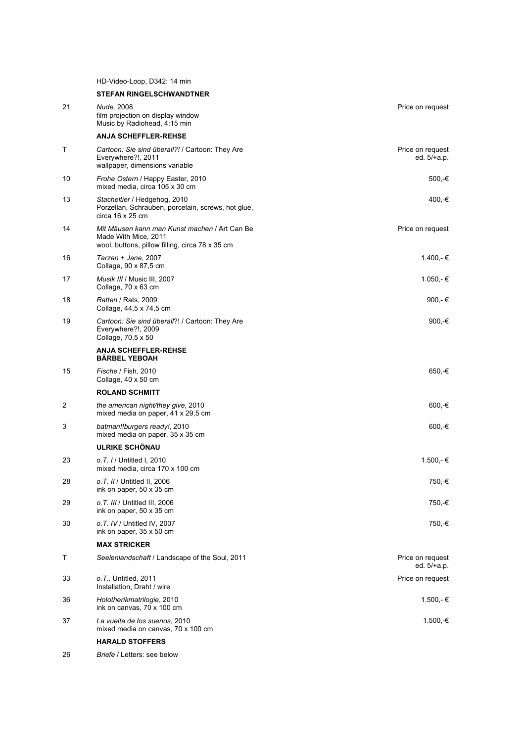HD-Video-Loop, D342: 14 min

**STEFAN RINGELSCHWANDTNER**

| | | |
|---|---|---|
| 21 | *Nude,* 2008<br>film projection on display window<br>Music by Radiohead, 4:15 min | Price on request |
| | **ANJA SCHEFFLER-REHSE** | |
| T | *Cartoon: Sie sind überall?!* / Cartoon: They Are Everywhere?!, 2011<br>wallpaper, dimensions variable | Price on request<br>ed. 5/+a.p. |
| 10 | *Frohe Ostern* / Happy Easter, 2010<br>mixed media, circa 105 x 30 cm | 500,-€ |
| 13 | *Stacheltier* / Hedgehog, 2010<br>Porzellan, Schrauben, porcelain, screws, hot glue, circa 16 x 25 cm | 400,-€ |
| 14 | *Mit Mäusen kann man Kunst machen* / Art Can Be Made With Mice, 2011<br>wool, buttons, pillow filling, circa 78 x 35 cm | Price on request |
| 16 | *Tarzan + Jane*, 2007<br>Collage, 90 x 87,5 cm | 1.400,- € |
| 17 | *Musik III* / Music III, 2007<br>Collage, 70 x 63 cm | 1.050,- € |
| 18 | *Ratten* / Rats, 2009<br>Collage, 44,5 x 74,5 cm | 900,- € |
| 19 | *Cartoon: Sie sind überall*?! / Cartoon: They Are Everywhere?!, 2009<br>Collage, 70,5 x 50 | 900,-€ |
| | **ANJA SCHEFFLER-REHSE**<br>**BÄRBEL YEBOAH** | |
| 15 | *Fische* / Fish, 2010<br>Collage, 40 x 50 cm | 650,-€ |
| | **ROLAND SCHMITT** | |
| 2 | *the american night/they give*, 2010<br>mixed media on paper, 41 x 29,5 cm | 600,-€ |
| 3 | *batman!!burgers ready!*, 2010<br>mixed media on paper, 35 x 35 cm | 600,-€ |
| | **ULRIKE SCHÖNAU** | |
| 23 | *o.T. I* / Untitled I, 2010<br>mixed media, circa 170 x 100 cm | 1.500,- € |
| 28 | *o.T. II* / Untitled II, 2006<br>ink on paper, 50 x 35 cm | 750,-€ |
| 29 | *o.T. III* / Untitled III, 2006<br>ink on paper, 50 x 35 cm | 750,-€ |
| 30 | *o.T. IV* / Untitled IV, 2007<br>ink on paper, 35 x 50 cm | 750,-€ |
| | **MAX STRICKER** | |
| T | *Seelenlandschaft* / Landscape of the Soul, 2011 | Price on request<br>ed. 5/+a.p. |
| 33 | *o.T.,* Untitled, 2011<br>Installation, Draht / wire | Price on request |
| 36 | *Holotherikmatrilogie*, 2010<br>ink on canvas, 70 x 100 cm | 1.500,- € |
| 37 | *La vuelta de los suenos*, 2010<br>mixed media on canvas, 70 x 100 cm | 1.500,-€ |
| | **HARALD STOFFERS** | |
| 26 | *Briefe* / Letters: see below | |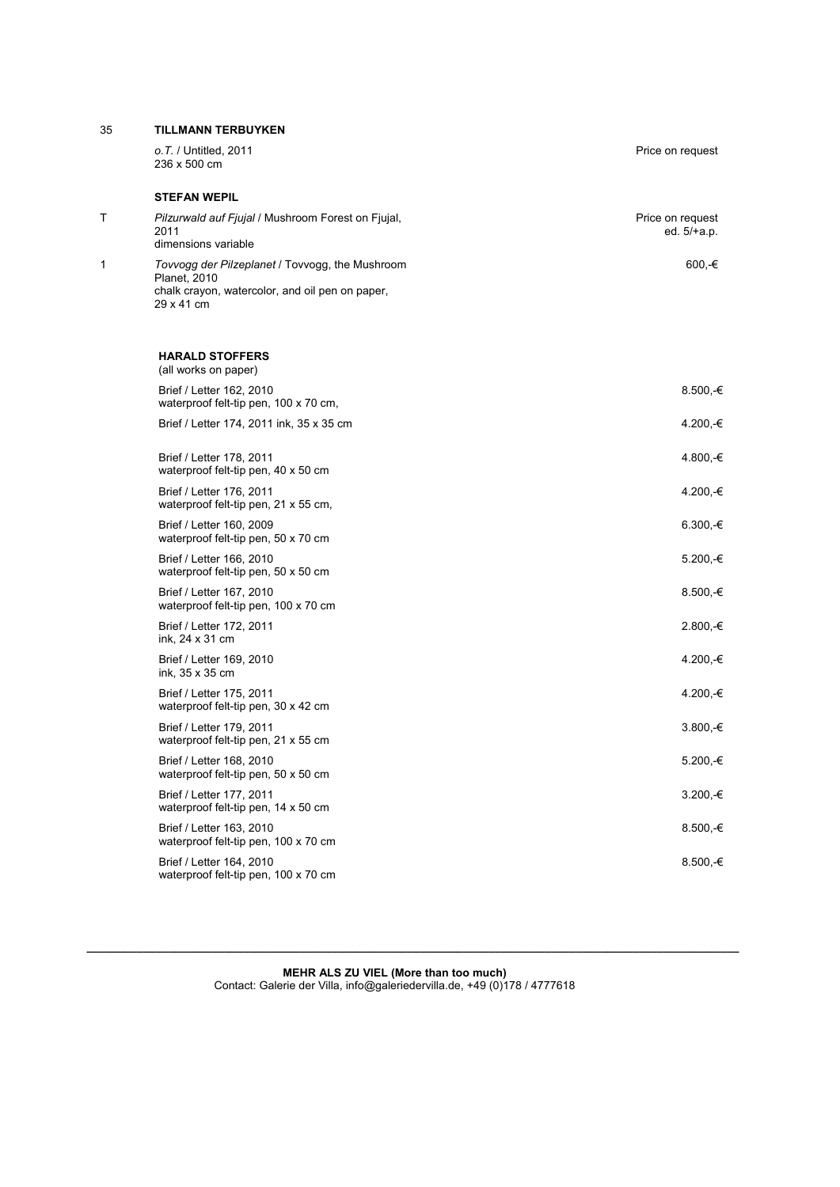35 **TILLMANN TERBUYKEN**

*o.T.* / Untitled, 2011 — Price on request
236 x 500 cm

**STEFAN WEPIL**

T *Pilzurwald auf Fjujal* / Mushroom Forest on Fjujal, 2011 — Price on request, ed. 5/+a.p.
dimensions variable

1 *Tovvogg der Pilzeplanet* / Tovvogg, the Mushroom Planet, 2010 — 600,-€
chalk crayon, watercolor, and oil pen on paper, 29 x 41 cm

**HARALD STOFFERS**
(all works on paper)

| | |
|---|---|
| Brief / Letter 162, 2010<br>waterproof felt-tip pen, 100 x 70 cm, | 8.500,-€ |
| Brief / Letter 174, 2011 ink, 35 x 35 cm | 4.200,-€ |
| Brief / Letter 178, 2011<br>waterproof felt-tip pen, 40 x 50 cm | 4.800,-€ |
| Brief / Letter 176, 2011<br>waterproof felt-tip pen, 21 x 55 cm, | 4.200,-€ |
| Brief / Letter 160, 2009<br>waterproof felt-tip pen, 50 x 70 cm | 6.300,-€ |
| Brief / Letter 166, 2010<br>waterproof felt-tip pen, 50 x 50 cm | 5.200,-€ |
| Brief / Letter 167, 2010<br>waterproof felt-tip pen, 100 x 70 cm | 8.500,-€ |
| Brief / Letter 172, 2011<br>ink, 24 x 31 cm | 2.800,-€ |
| Brief / Letter 169, 2010<br>ink, 35 x 35 cm | 4.200,-€ |
| Brief / Letter 175, 2011<br>waterproof felt-tip pen, 30 x 42 cm | 4.200,-€ |
| Brief / Letter 179, 2011<br>waterproof felt-tip pen, 21 x 55 cm | 3.800,-€ |
| Brief / Letter 168, 2010<br>waterproof felt-tip pen, 50 x 50 cm | 5.200,-€ |
| Brief / Letter 177, 2011<br>waterproof felt-tip pen, 14 x 50 cm | 3.200,-€ |
| Brief / Letter 163, 2010<br>waterproof felt-tip pen, 100 x 70 cm | 8.500,-€ |
| Brief / Letter 164, 2010<br>waterproof felt-tip pen, 100 x 70 cm | 8.500,-€ |

**MEHR ALS ZU VIEL (More than too much)**
Contact: Galerie der Villa, info@galeriedervilla.de, +49 (0)178 / 4777618